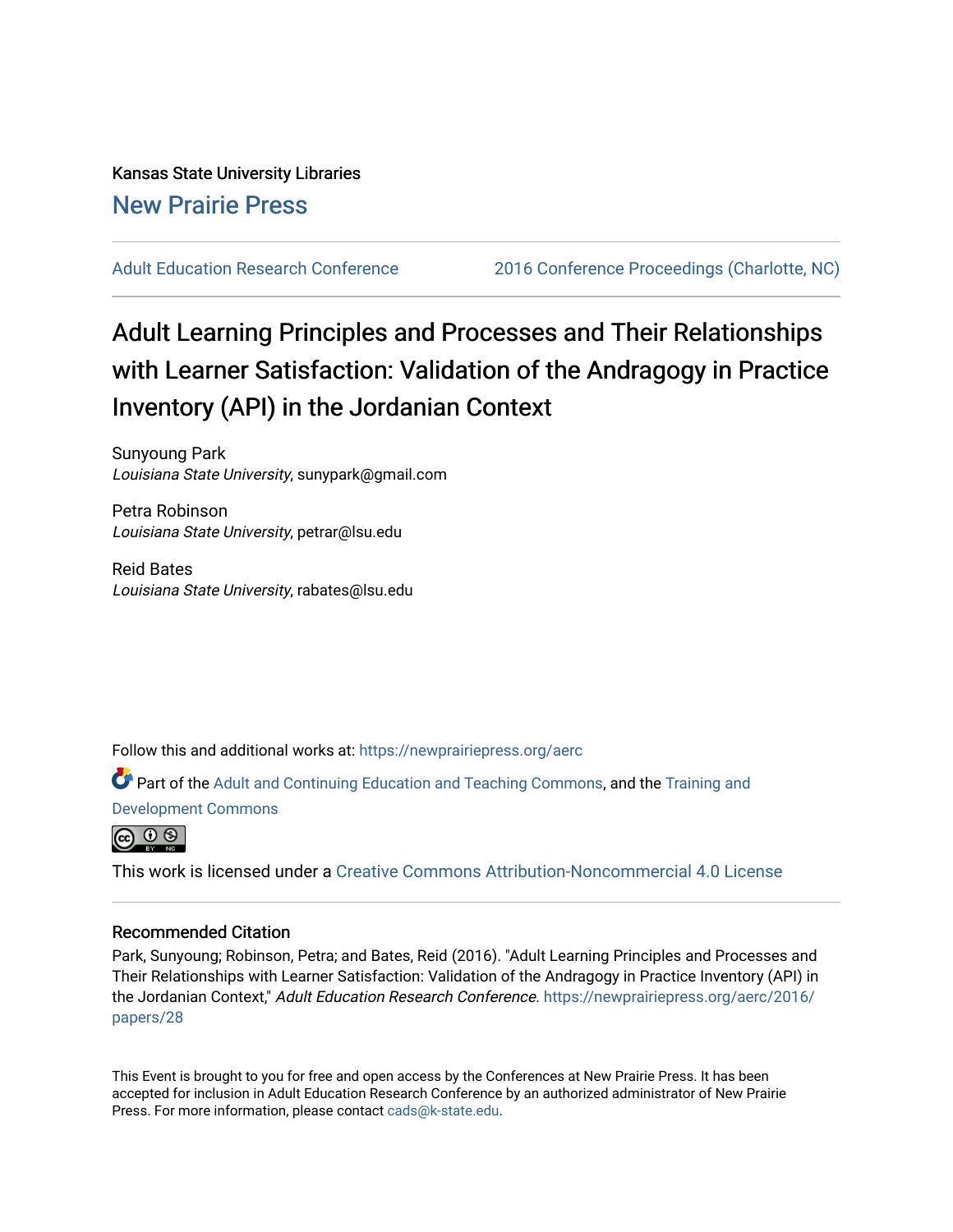Kansas State University Libraries

New Prairie Press

Adult Education Research Conference | 2016 Conference Proceedings (Charlotte, NC)

# Adult Learning Principles and Processes and Their Relationships with Learner Satisfaction: Validation of the Andragogy in Practice Inventory (API) in the Jordanian Context

Sunyoung Park
*Louisiana State University*, sunypark@gmail.com

Petra Robinson
*Louisiana State University*, petrar@lsu.edu

Reid Bates
*Louisiana State University*, rabates@lsu.edu

Follow this and additional works at: https://newprairiepress.org/aerc

Part of the Adult and Continuing Education and Teaching Commons, and the Training and Development Commons

This work is licensed under a Creative Commons Attribution-Noncommercial 4.0 License

## Recommended Citation

Park, Sunyoung; Robinson, Petra; and Bates, Reid (2016). "Adult Learning Principles and Processes and Their Relationships with Learner Satisfaction: Validation of the Andragogy in Practice Inventory (API) in the Jordanian Context," *Adult Education Research Conference*. https://newprairiepress.org/aerc/2016/papers/28

This Event is brought to you for free and open access by the Conferences at New Prairie Press. It has been accepted for inclusion in Adult Education Research Conference by an authorized administrator of New Prairie Press. For more information, please contact cads@k-state.edu.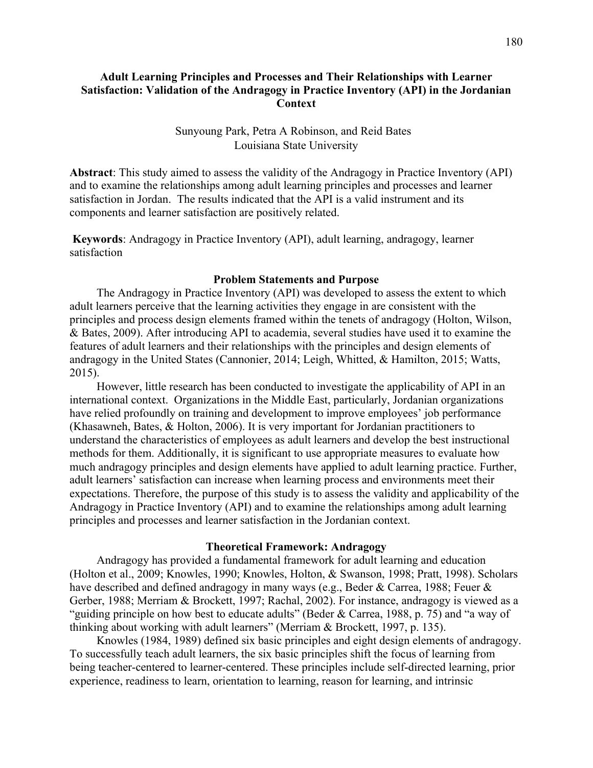# Adult Learning Principles and Processes and Their Relationships with Learner Satisfaction: Validation of the Andragogy in Practice Inventory (API) in the Jordanian Context

Sunyoung Park, Petra A Robinson, and Reid Bates  
Louisiana State University

**Abstract**: This study aimed to assess the validity of the Andragogy in Practice Inventory (API) and to examine the relationships among adult learning principles and processes and learner satisfaction in Jordan. The results indicated that the API is a valid instrument and its components and learner satisfaction are positively related.

**Keywords**: Andragogy in Practice Inventory (API), adult learning, andragogy, learner satisfaction

## Problem Statements and Purpose

The Andragogy in Practice Inventory (API) was developed to assess the extent to which adult learners perceive that the learning activities they engage in are consistent with the principles and process design elements framed within the tenets of andragogy (Holton, Wilson, & Bates, 2009). After introducing API to academia, several studies have used it to examine the features of adult learners and their relationships with the principles and design elements of andragogy in the United States (Cannonier, 2014; Leigh, Whitted, & Hamilton, 2015; Watts, 2015).

However, little research has been conducted to investigate the applicability of API in an international context. Organizations in the Middle East, particularly, Jordanian organizations have relied profoundly on training and development to improve employees' job performance (Khasawneh, Bates, & Holton, 2006). It is very important for Jordanian practitioners to understand the characteristics of employees as adult learners and develop the best instructional methods for them. Additionally, it is significant to use appropriate measures to evaluate how much andragogy principles and design elements have applied to adult learning practice. Further, adult learners' satisfaction can increase when learning process and environments meet their expectations. Therefore, the purpose of this study is to assess the validity and applicability of the Andragogy in Practice Inventory (API) and to examine the relationships among adult learning principles and processes and learner satisfaction in the Jordanian context.

## Theoretical Framework: Andragogy

Andragogy has provided a fundamental framework for adult learning and education (Holton et al., 2009; Knowles, 1990; Knowles, Holton, & Swanson, 1998; Pratt, 1998). Scholars have described and defined andragogy in many ways (e.g., Beder & Carrea, 1988; Feuer & Gerber, 1988; Merriam & Brockett, 1997; Rachal, 2002). For instance, andragogy is viewed as a "guiding principle on how best to educate adults" (Beder & Carrea, 1988, p. 75) and "a way of thinking about working with adult learners" (Merriam & Brockett, 1997, p. 135).

Knowles (1984, 1989) defined six basic principles and eight design elements of andragogy. To successfully teach adult learners, the six basic principles shift the focus of learning from being teacher-centered to learner-centered. These principles include self-directed learning, prior experience, readiness to learn, orientation to learning, reason for learning, and intrinsic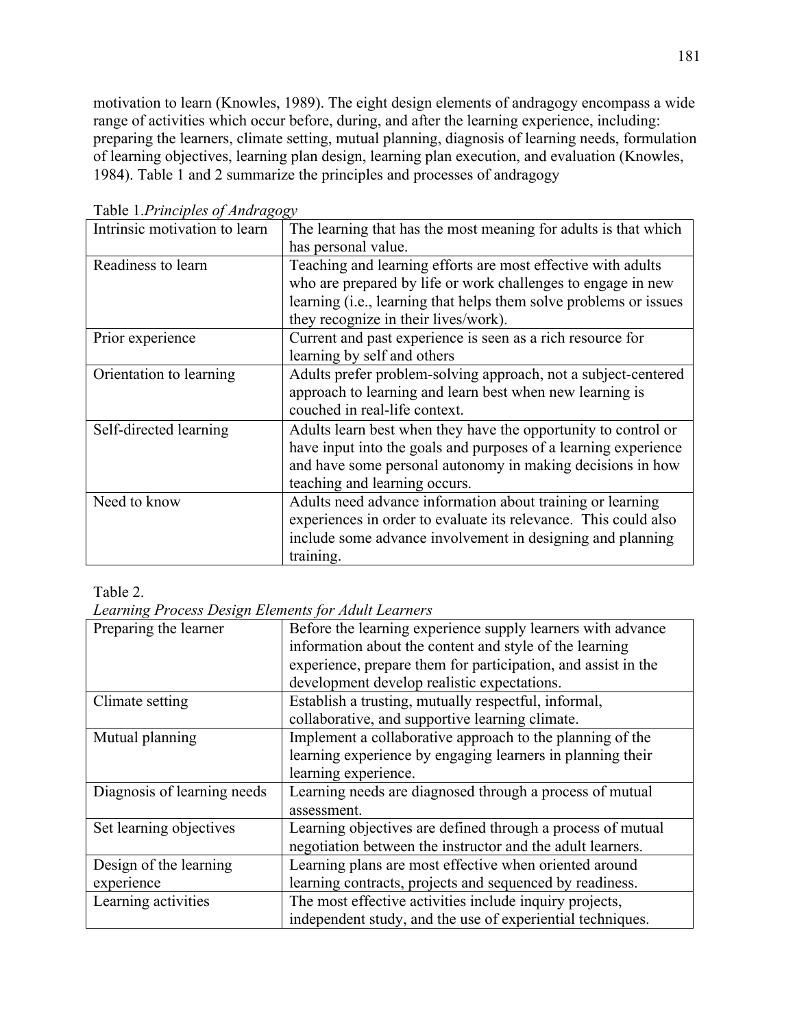motivation to learn (Knowles, 1989). The eight design elements of andragogy encompass a wide range of activities which occur before, during, and after the learning experience, including: preparing the learners, climate setting, mutual planning, diagnosis of learning needs, formulation of learning objectives, learning plan design, learning plan execution, and evaluation (Knowles, 1984). Table 1 and 2 summarize the principles and processes of andragogy

Table 1.*Principles of Andragogy*

| | |
|---|---|
| Intrinsic motivation to learn | The learning that has the most meaning for adults is that which has personal value. |
| Readiness to learn | Teaching and learning efforts are most effective with adults who are prepared by life or work challenges to engage in new learning (i.e., learning that helps them solve problems or issues they recognize in their lives/work). |
| Prior experience | Current and past experience is seen as a rich resource for learning by self and others |
| Orientation to learning | Adults prefer problem-solving approach, not a subject-centered approach to learning and learn best when new learning is couched in real-life context. |
| Self-directed learning | Adults learn best when they have the opportunity to control or have input into the goals and purposes of a learning experience and have some personal autonomy in making decisions in how teaching and learning occurs. |
| Need to know | Adults need advance information about training or learning experiences in order to evaluate its relevance. This could also include some advance involvement in designing and planning training. |

Table 2.

*Learning Process Design Elements for Adult Learners*

| | |
|---|---|
| Preparing the learner | Before the learning experience supply learners with advance information about the content and style of the learning experience, prepare them for participation, and assist in the development develop realistic expectations. |
| Climate setting | Establish a trusting, mutually respectful, informal, collaborative, and supportive learning climate. |
| Mutual planning | Implement a collaborative approach to the planning of the learning experience by engaging learners in planning their learning experience. |
| Diagnosis of learning needs | Learning needs are diagnosed through a process of mutual assessment. |
| Set learning objectives | Learning objectives are defined through a process of mutual negotiation between the instructor and the adult learners. |
| Design of the learning experience | Learning plans are most effective when oriented around learning contracts, projects and sequenced by readiness. |
| Learning activities | The most effective activities include inquiry projects, independent study, and the use of experiential techniques. |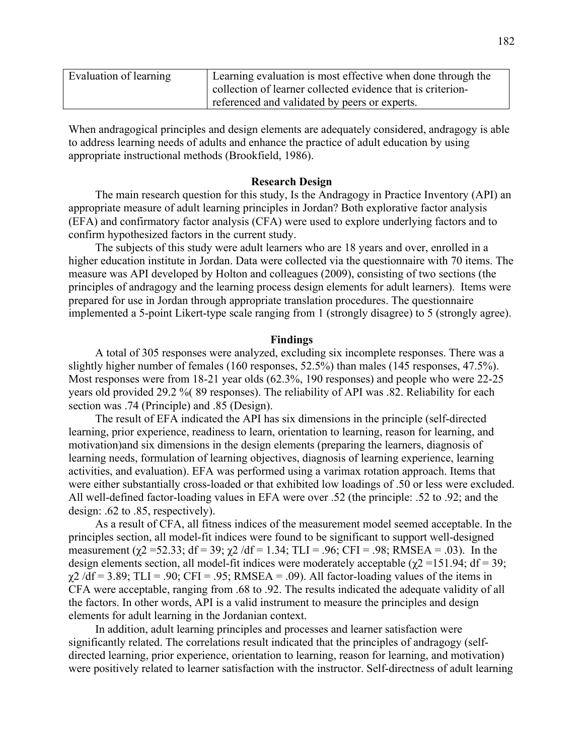| Evaluation of learning | Learning evaluation is most effective when done through the collection of learner collected evidence that is criterion-referenced and validated by peers or experts. |
|---|---|

When andragogical principles and design elements are adequately considered, andragogy is able to address learning needs of adults and enhance the practice of adult education by using appropriate instructional methods (Brookfield, 1986).

## Research Design

The main research question for this study, Is the Andragogy in Practice Inventory (API) an appropriate measure of adult learning principles in Jordan? Both explorative factor analysis (EFA) and confirmatory factor analysis (CFA) were used to explore underlying factors and to confirm hypothesized factors in the current study.

The subjects of this study were adult learners who are 18 years and over, enrolled in a higher education institute in Jordan. Data were collected via the questionnaire with 70 items. The measure was API developed by Holton and colleagues (2009), consisting of two sections (the principles of andragogy and the learning process design elements for adult learners). Items were prepared for use in Jordan through appropriate translation procedures. The questionnaire implemented a 5-point Likert-type scale ranging from 1 (strongly disagree) to 5 (strongly agree).

## Findings

A total of 305 responses were analyzed, excluding six incomplete responses. There was a slightly higher number of females (160 responses, 52.5%) than males (145 responses, 47.5%). Most responses were from 18-21 year olds (62.3%, 190 responses) and people who were 22-25 years old provided 29.2 %( 89 responses). The reliability of API was .82. Reliability for each section was .74 (Principle) and .85 (Design).

The result of EFA indicated the API has six dimensions in the principle (self-directed learning, prior experience, readiness to learn, orientation to learning, reason for learning, and motivation)and six dimensions in the design elements (preparing the learners, diagnosis of learning needs, formulation of learning objectives, diagnosis of learning experience, learning activities, and evaluation). EFA was performed using a varimax rotation approach. Items that were either substantially cross-loaded or that exhibited low loadings of .50 or less were excluded. All well-defined factor-loading values in EFA were over .52 (the principle: .52 to .92; and the design: .62 to .85, respectively).

As a result of CFA, all fitness indices of the measurement model seemed acceptable. In the principles section, all model-fit indices were found to be significant to support well-designed measurement ($\chi^2$ =52.33; df = 39; $\chi^2$ /df = 1.34; TLI = .96; CFI = .98; RMSEA = .03). In the design elements section, all model-fit indices were moderately acceptable ($\chi^2$ =151.94; df = 39; $\chi^2$ /df = 3.89; TLI = .90; CFI = .95; RMSEA = .09). All factor-loading values of the items in CFA were acceptable, ranging from .68 to .92. The results indicated the adequate validity of all the factors. In other words, API is a valid instrument to measure the principles and design elements for adult learning in the Jordanian context.

In addition, adult learning principles and processes and learner satisfaction were significantly related. The correlations result indicated that the principles of andragogy (self-directed learning, prior experience, orientation to learning, reason for learning, and motivation) were positively related to learner satisfaction with the instructor. Self-directness of adult learning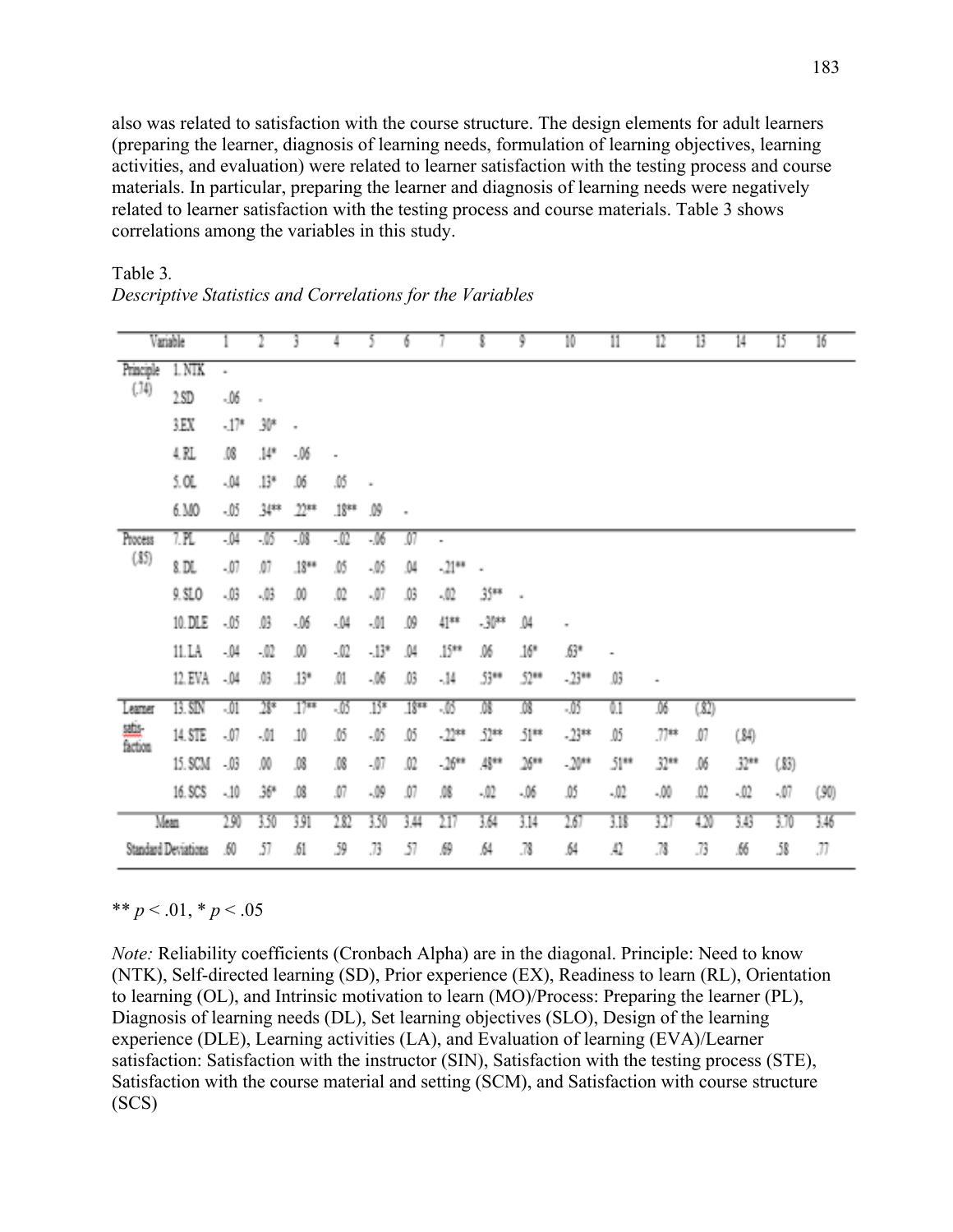also was related to satisfaction with the course structure. The design elements for adult learners (preparing the learner, diagnosis of learning needs, formulation of learning objectives, learning activities, and evaluation) were related to learner satisfaction with the testing process and course materials. In particular, preparing the learner and diagnosis of learning needs were negatively related to learner satisfaction with the testing process and course materials. Table 3 shows correlations among the variables in this study.

Table 3.

*Descriptive Statistics and Correlations for the Variables*

| Variable | | 1 | 2 | 3 | 4 | 5 | 6 | 7 | 8 | 9 | 10 | 11 | 12 | 13 | 14 | 15 | 16 |
|---|---|---|---|---|---|---|---|---|---|---|---|---|---|---|---|---|---|
| Principle (.74) | 1. NTK | - | | | | | | | | | | | | | | | |
| | 2.SD | -.06 | - | | | | | | | | | | | | | | |
| | 3.EX | -.17* | .30* | - | | | | | | | | | | | | | |
| | 4. RL | .08 | .14* | -.06 | - | | | | | | | | | | | | |
| | 5. OL | -.04 | .13* | .06 | .05 | - | | | | | | | | | | | |
| | 6. MO | -.05 | .34** | .22** | .18** | .09 | - | | | | | | | | | | |
| Process (.85) | 7. PL | -.04 | -.05 | -.08 | -.02 | -.06 | .07 | - | | | | | | | | | |
| | 8. DL | -.07 | .07 | .18** | .05 | -.05 | .04 | -.21** | - | | | | | | | | |
| | 9. SLO | -.03 | -.03 | .00 | .02 | -.07 | .03 | -.02 | .35** | - | | | | | | | |
| | 10. DLE | -.05 | .03 | -.06 | -.04 | -.01 | .09 | .41** | -.30** | .04 | - | | | | | | |
| | 11. LA | -.04 | -.02 | .00 | -.02 | -.13* | .04 | .15** | .06 | .16* | .63* | - | | | | | |
| | 12. EVA | -.04 | .03 | .13* | .01 | -.06 | .03 | -.14 | .53** | .52** | -.23** | .03 | - | | | | |
| Learner satis-faction | 13. SIN | -.01 | .28* | .17** | -.05 | .15* | .18** | -.05 | .08 | .08 | -.05 | 0.1 | .06 | (.82) | | | |
| | 14. STE | -.07 | -.01 | .10 | .05 | -.05 | .05 | -.22** | .52** | .51** | -.23** | .05 | .77** | .07 | (.84) | | |
| | 15. SCM | -.03 | .00 | .08 | .08 | -.07 | .02 | -.26** | .48** | .26** | -.20** | .51** | .32** | .06 | .32** | (.83) | |
| | 16. SCS | -.10 | .36* | .08 | .07 | -.09 | .07 | .08 | -.02 | -.06 | .05 | -.02 | -.00 | .02 | -.02 | -.07 | (.90) |
| Mean | | 2.90 | 3.50 | 3.91 | 2.82 | 3.50 | 3.44 | 2.17 | 3.64 | 3.14 | 2.67 | 3.18 | 3.27 | 4.20 | 3.43 | 3.70 | 3.46 |
| Standard Deviations | | .60 | .57 | .61 | .59 | .73 | .57 | .69 | .64 | .78 | .64 | .42 | .78 | .73 | .66 | .58 | .77 |

** $p < .01$, * $p < .05$

*Note:* Reliability coefficients (Cronbach Alpha) are in the diagonal. Principle: Need to know (NTK), Self-directed learning (SD), Prior experience (EX), Readiness to learn (RL), Orientation to learning (OL), and Intrinsic motivation to learn (MO)/Process: Preparing the learner (PL), Diagnosis of learning needs (DL), Set learning objectives (SLO), Design of the learning experience (DLE), Learning activities (LA), and Evaluation of learning (EVA)/Learner satisfaction: Satisfaction with the instructor (SIN), Satisfaction with the testing process (STE), Satisfaction with the course material and setting (SCM), and Satisfaction with course structure (SCS)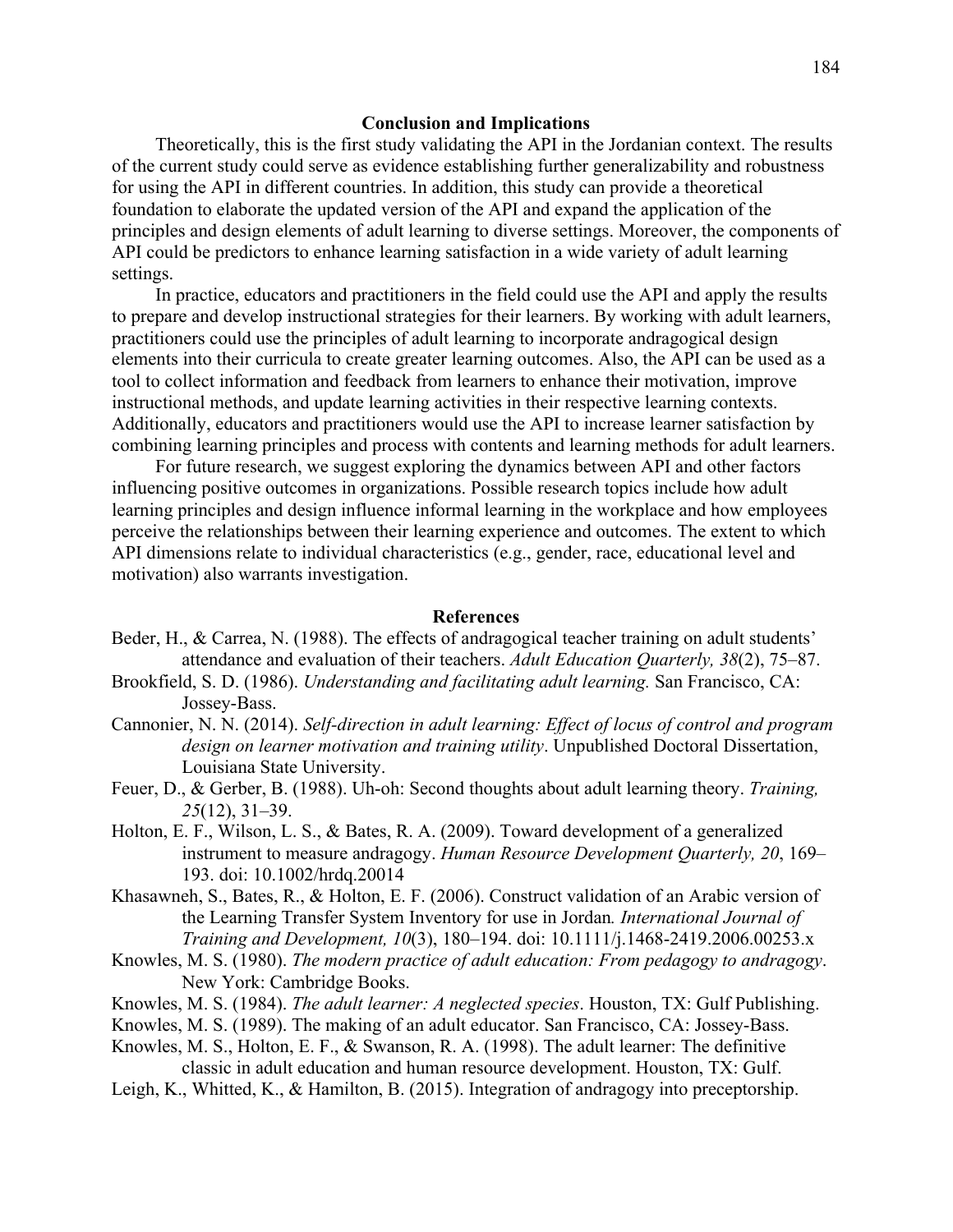## Conclusion and Implications

Theoretically, this is the first study validating the API in the Jordanian context. The results of the current study could serve as evidence establishing further generalizability and robustness for using the API in different countries. In addition, this study can provide a theoretical foundation to elaborate the updated version of the API and expand the application of the principles and design elements of adult learning to diverse settings. Moreover, the components of API could be predictors to enhance learning satisfaction in a wide variety of adult learning settings.

In practice, educators and practitioners in the field could use the API and apply the results to prepare and develop instructional strategies for their learners. By working with adult learners, practitioners could use the principles of adult learning to incorporate andragogical design elements into their curricula to create greater learning outcomes. Also, the API can be used as a tool to collect information and feedback from learners to enhance their motivation, improve instructional methods, and update learning activities in their respective learning contexts. Additionally, educators and practitioners would use the API to increase learner satisfaction by combining learning principles and process with contents and learning methods for adult learners.

For future research, we suggest exploring the dynamics between API and other factors influencing positive outcomes in organizations. Possible research topics include how adult learning principles and design influence informal learning in the workplace and how employees perceive the relationships between their learning experience and outcomes. The extent to which API dimensions relate to individual characteristics (e.g., gender, race, educational level and motivation) also warrants investigation.

## References

Beder, H., & Carrea, N. (1988). The effects of andragogical teacher training on adult students' attendance and evaluation of their teachers. *Adult Education Quarterly, 38*(2), 75–87.

Brookfield, S. D. (1986). *Understanding and facilitating adult learning.* San Francisco, CA: Jossey-Bass.

Cannonier, N. N. (2014). *Self-direction in adult learning: Effect of locus of control and program design on learner motivation and training utility*. Unpublished Doctoral Dissertation, Louisiana State University.

Feuer, D., & Gerber, B. (1988). Uh-oh: Second thoughts about adult learning theory. *Training, 25*(12), 31–39.

Holton, E. F., Wilson, L. S., & Bates, R. A. (2009). Toward development of a generalized instrument to measure andragogy. *Human Resource Development Quarterly, 20*, 169–193. doi: 10.1002/hrdq.20014

Khasawneh, S., Bates, R., & Holton, E. F. (2006). Construct validation of an Arabic version of the Learning Transfer System Inventory for use in Jordan*. International Journal of Training and Development, 10*(3), 180–194. doi: 10.1111/j.1468-2419.2006.00253.x

Knowles, M. S. (1980). *The modern practice of adult education: From pedagogy to andragogy*. New York: Cambridge Books.

Knowles, M. S. (1984). *The adult learner: A neglected species*. Houston, TX: Gulf Publishing.

Knowles, M. S. (1989). The making of an adult educator. San Francisco, CA: Jossey-Bass.

Knowles, M. S., Holton, E. F., & Swanson, R. A. (1998). The adult learner: The definitive classic in adult education and human resource development. Houston, TX: Gulf.

Leigh, K., Whitted, K., & Hamilton, B. (2015). Integration of andragogy into preceptorship.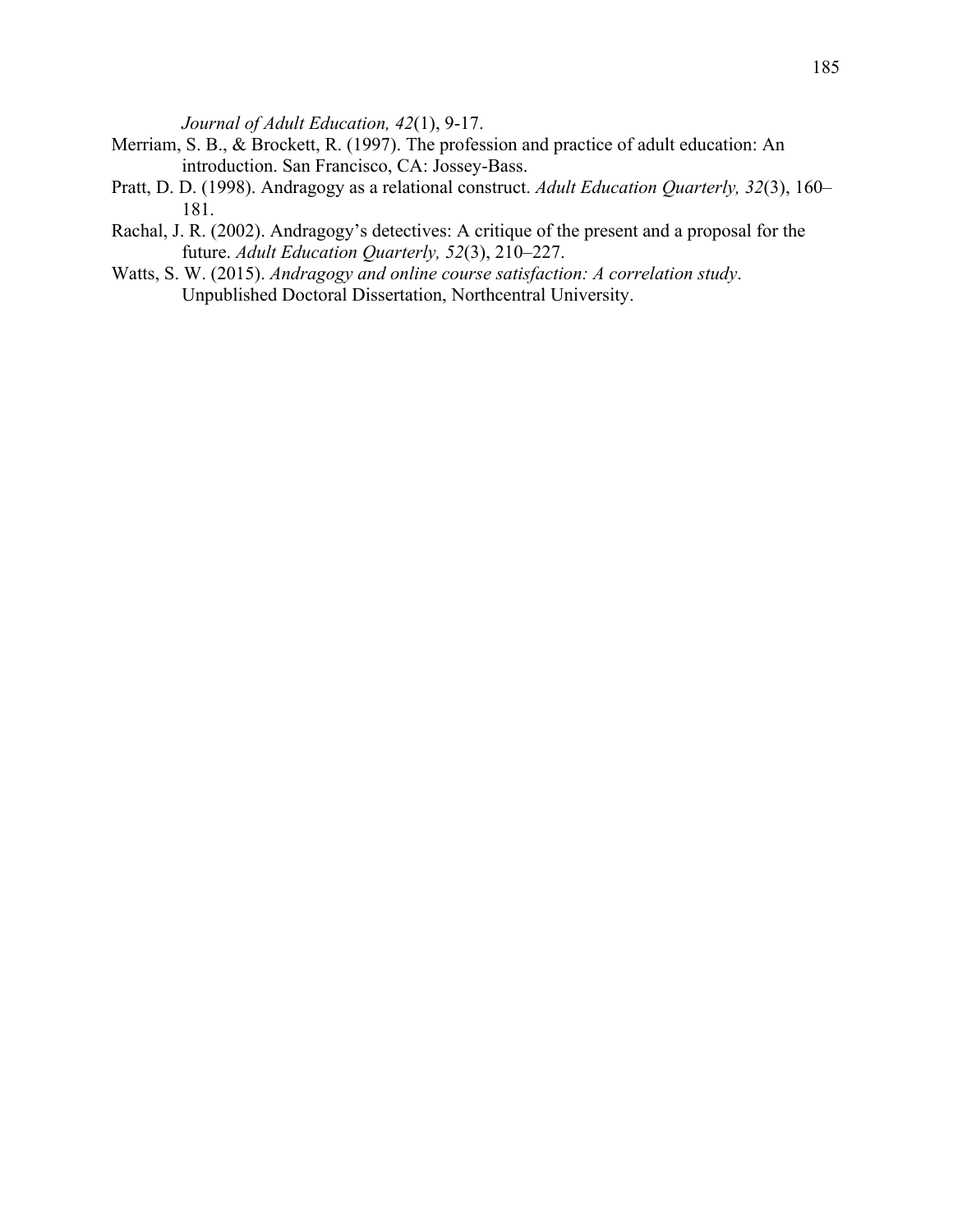*Journal of Adult Education, 42*(1), 9-17.

Merriam, S. B., & Brockett, R. (1997). The profession and practice of adult education: An introduction. San Francisco, CA: Jossey-Bass.

Pratt, D. D. (1998). Andragogy as a relational construct. *Adult Education Quarterly, 32*(3), 160–181.

Rachal, J. R. (2002). Andragogy's detectives: A critique of the present and a proposal for the future. *Adult Education Quarterly, 52*(3), 210–227.

Watts, S. W. (2015). *Andragogy and online course satisfaction: A correlation study*. Unpublished Doctoral Dissertation, Northcentral University.